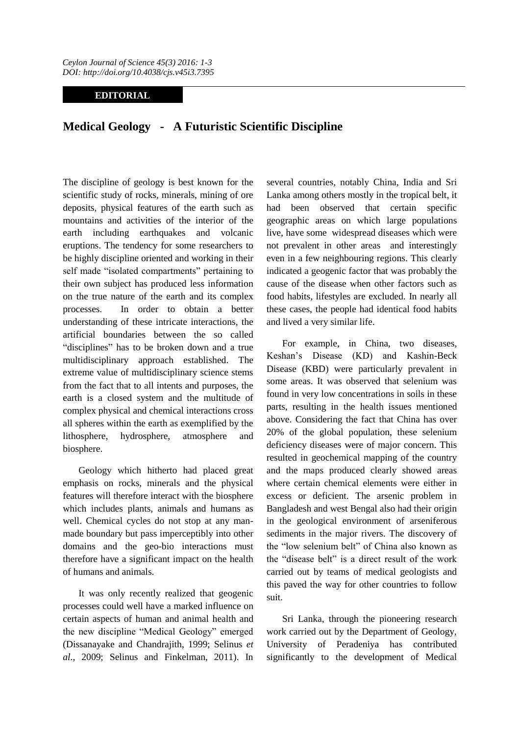**EDITORIAL**

# Medical Geology - A Futuristic Scientific Discipline

The discipline of geology is best known for the scientific study of rocks, minerals, mining of ore deposits, physical features of the earth such as mountains and activities of the interior of the earth including earthquakes and volcanic eruptions. The tendency for some researchers to be highly discipline oriented and working in their self made "isolated compartments" pertaining to their own subject has produced less information on the true nature of the earth and its complex processes. In order to obtain a better understanding of these intricate interactions, the artificial boundaries between the so called "disciplines" has to be broken down and a true multidisciplinary approach established. The extreme value of multidisciplinary science stems from the fact that to all intents and purposes, the earth is a closed system and the multitude of complex physical and chemical interactions cross all spheres within the earth as exemplified by the lithosphere, hydrosphere, atmosphere and biosphere.

Geology which hitherto had placed great emphasis on rocks, minerals and the physical features will therefore interact with the biosphere which includes plants, animals and humans as well. Chemical cycles do not stop at any man-made boundary but pass imperceptibly into other domains and the geo-bio interactions must therefore have a significant impact on the health of humans and animals.

It was only recently realized that geogenic processes could well have a marked influence on certain aspects of human and animal health and the new discipline "Medical Geology" emerged (Dissanayake and Chandrajith, 1999; Selinus *et al*., 2009; Selinus and Finkelman, 2011). In several countries, notably China, India and Sri Lanka among others mostly in the tropical belt, it had been observed that certain specific geographic areas on which large populations live, have some widespread diseases which were not prevalent in other areas and interestingly even in a few neighbouring regions. This clearly indicated a geogenic factor that was probably the cause of the disease when other factors such as food habits, lifestyles are excluded. In nearly all these cases, the people had identical food habits and lived a very similar life.

For example, in China, two diseases, Keshan's Disease (KD) and Kashin-Beck Disease (KBD) were particularly prevalent in some areas. It was observed that selenium was found in very low concentrations in soils in these parts, resulting in the health issues mentioned above. Considering the fact that China has over 20% of the global population, these selenium deficiency diseases were of major concern. This resulted in geochemical mapping of the country and the maps produced clearly showed areas where certain chemical elements were either in excess or deficient. The arsenic problem in Bangladesh and west Bengal also had their origin in the geological environment of arseniferous sediments in the major rivers. The discovery of the "low selenium belt" of China also known as the "disease belt" is a direct result of the work carried out by teams of medical geologists and this paved the way for other countries to follow suit.

Sri Lanka, through the pioneering research work carried out by the Department of Geology, University of Peradeniya has contributed significantly to the development of Medical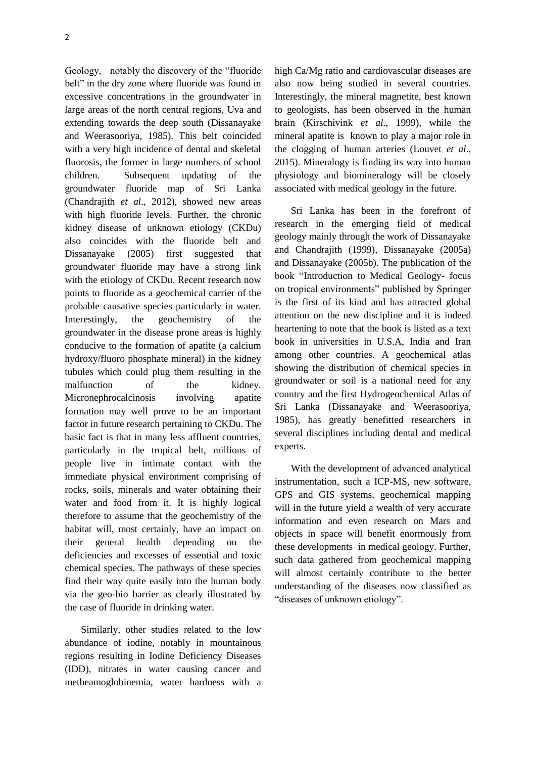Geology, notably the discovery of the "fluoride belt" in the dry zone where fluoride was found in excessive concentrations in the groundwater in large areas of the north central regions, Uva and extending towards the deep south (Dissanayake and Weerasooriya, 1985). This belt coincided with a very high incidence of dental and skeletal fluorosis, the former in large numbers of school children. Subsequent updating of the groundwater fluoride map of Sri Lanka (Chandrajith *et al*., 2012), showed new areas with high fluoride levels. Further, the chronic kidney disease of unknown etiology (CKDu) also coincides with the fluoride belt and Dissanayake (2005) first suggested that groundwater fluoride may have a strong link with the etiology of CKDu. Recent research now points to fluoride as a geochemical carrier of the probable causative species particularly in water. Interestingly, the geochemistry of the groundwater in the disease prone areas is highly conducive to the formation of apatite (a calcium hydroxy/fluoro phosphate mineral) in the kidney tubules which could plug them resulting in the malfunction of the kidney. Micronephrocalcinosis involving apatite formation may well prove to be an important factor in future research pertaining to CKDu. The basic fact is that in many less affluent countries, particularly in the tropical belt, millions of people live in intimate contact with the immediate physical environment comprising of rocks, soils, minerals and water obtaining their water and food from it. It is highly logical therefore to assume that the geochemistry of the habitat will, most certainly, have an impact on their general health depending on the deficiencies and excesses of essential and toxic chemical species. The pathways of these species find their way quite easily into the human body via the geo-bio barrier as clearly illustrated by the case of fluoride in drinking water.

Similarly, other studies related to the low abundance of iodine, notably in mountainous regions resulting in Iodine Deficiency Diseases (IDD), nitrates in water causing cancer and metheamoglobinemia, water hardness with a high Ca/Mg ratio and cardiovascular diseases are also now being studied in several countries. Interestingly, the mineral magnetite, best known to geologists, has been observed in the human brain (Kirschivink *et al*., 1999), while the mineral apatite is known to play a major role in the clogging of human arteries (Louvet *et al*., 2015). Mineralogy is finding its way into human physiology and biomineralogy will be closely associated with medical geology in the future.

Sri Lanka has been in the forefront of research in the emerging field of medical geology mainly through the work of Dissanayake and Chandrajith (1999), Dissanayake (2005a) and Dissanayake (2005b). The publication of the book "Introduction to Medical Geology- focus on tropical environments" published by Springer is the first of its kind and has attracted global attention on the new discipline and it is indeed heartening to note that the book is listed as a text book in universities in U.S.A, India and Iran among other countries. A geochemical atlas showing the distribution of chemical species in groundwater or soil is a national need for any country and the first Hydrogeochemical Atlas of Sri Lanka (Dissanayake and Weerasooriya, 1985), has greatly benefitted researchers in several disciplines including dental and medical experts.

With the development of advanced analytical instrumentation, such a ICP-MS, new software, GPS and GIS systems, geochemical mapping will in the future yield a wealth of very accurate information and even research on Mars and objects in space will benefit enormously from these developments in medical geology. Further, such data gathered from geochemical mapping will almost certainly contribute to the better understanding of the diseases now classified as "diseases of unknown etiology".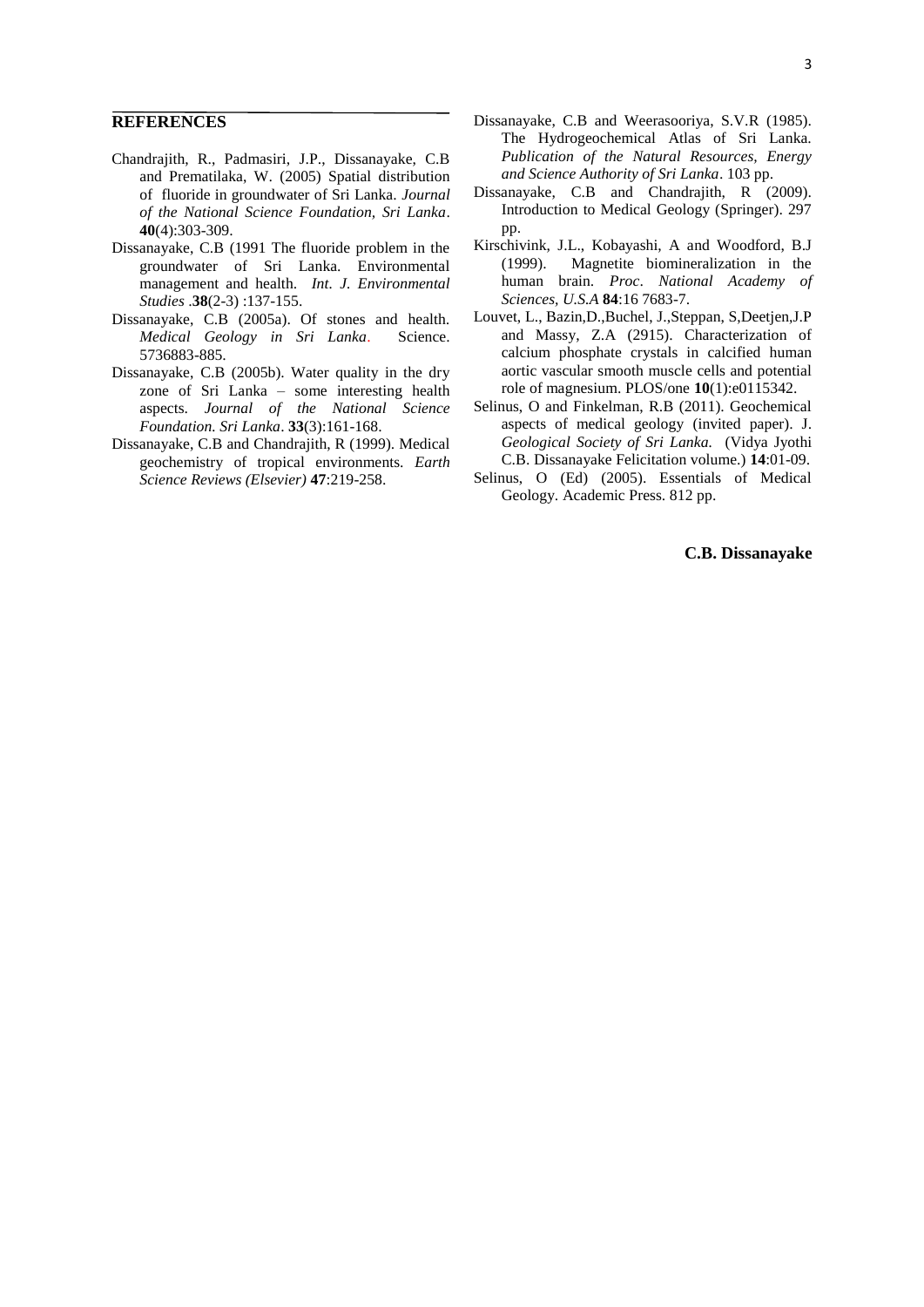## REFERENCES

Chandrajith, R., Padmasiri, J.P., Dissanayake, C.B and Prematilaka, W. (2005) Spatial distribution of fluoride in groundwater of Sri Lanka. *Journal of the National Science Foundation, Sri Lanka*. **40**(4):303-309.

Dissanayake, C.B (1991 The fluoride problem in the groundwater of Sri Lanka. Environmental management and health. *Int. J. Environmental Studies* .**38**(2-3) :137-155.

Dissanayake, C.B (2005a). Of stones and health. *Medical Geology in Sri Lanka*. Science. 5736883-885.

Dissanayake, C.B (2005b). Water quality in the dry zone of Sri Lanka – some interesting health aspects. *Journal of the National Science Foundation. Sri Lanka*. **33**(3):161-168.

Dissanayake, C.B and Chandrajith, R (1999). Medical geochemistry of tropical environments. *Earth Science Reviews (Elsevier)* **47**:219-258.

Dissanayake, C.B and Weerasooriya, S.V.R (1985). The Hydrogeochemical Atlas of Sri Lanka. *Publication of the Natural Resources, Energy and Science Authority of Sri Lanka*. 103 pp.

Dissanayake, C.B and Chandrajith, R (2009). Introduction to Medical Geology (Springer). 297 pp.

Kirschivink, J.L., Kobayashi, A and Woodford, B.J (1999). Magnetite biomineralization in the human brain. *Proc. National Academy of Sciences, U.S.A* **84**:16 7683-7.

Louvet, L., Bazin,D.,Buchel, J.,Steppan, S,Deetjen,J.P and Massy, Z.A (2915). Characterization of calcium phosphate crystals in calcified human aortic vascular smooth muscle cells and potential role of magnesium. PLOS/one **10**(1):e0115342.

Selinus, O and Finkelman, R.B (2011). Geochemical aspects of medical geology (invited paper). J. *Geological Society of Sri Lanka.* (Vidya Jyothi C.B. Dissanayake Felicitation volume.) **14**:01-09.

Selinus, O (Ed) (2005). Essentials of Medical Geology. Academic Press. 812 pp.

**C.B. Dissanayake**